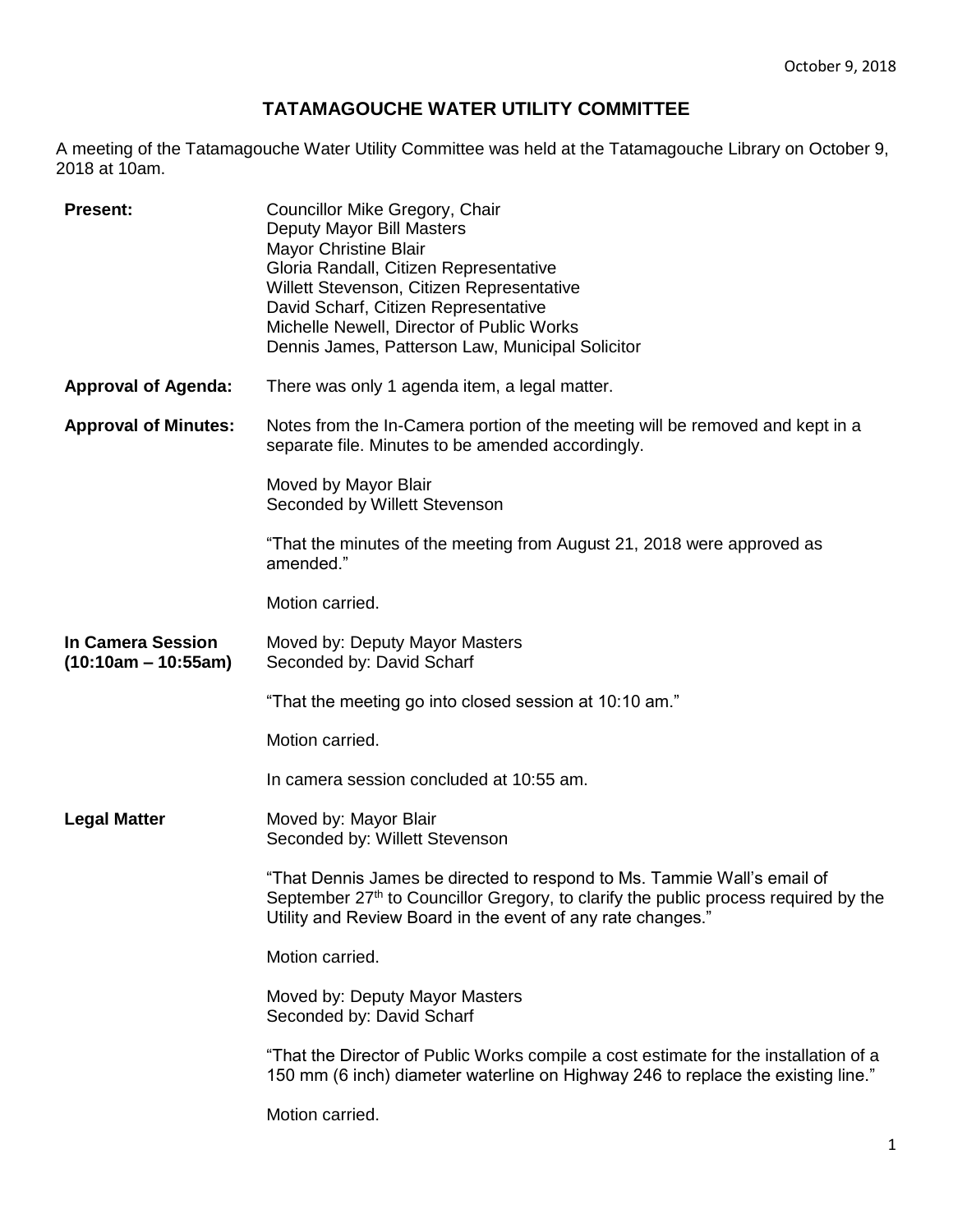October 9, 2018

# TATAMAGOUCHE WATER UTILITY COMMITTEE

A meeting of the Tatamagouche Water Utility Committee was held at the Tatamagouche Library on October 9, 2018 at 10am.

**Present:**

Councillor Mike Gregory, Chair
Deputy Mayor Bill Masters
Mayor Christine Blair
Gloria Randall, Citizen Representative
Willett Stevenson, Citizen Representative
David Scharf, Citizen Representative
Michelle Newell, Director of Public Works
Dennis James, Patterson Law, Municipal Solicitor

**Approval of Agenda:** There was only 1 agenda item, a legal matter.

**Approval of Minutes:** Notes from the In-Camera portion of the meeting will be removed and kept in a separate file. Minutes to be amended accordingly.

Moved by Mayor Blair
Seconded by Willett Stevenson

"That the minutes of the meeting from August 21, 2018 were approved as amended."

Motion carried.

**In Camera Session (10:10am – 10:55am)**

Moved by: Deputy Mayor Masters
Seconded by: David Scharf

"That the meeting go into closed session at 10:10 am."

Motion carried.

In camera session concluded at 10:55 am.

**Legal Matter**

Moved by: Mayor Blair
Seconded by: Willett Stevenson

"That Dennis James be directed to respond to Ms. Tammie Wall's email of September 27th to Councillor Gregory, to clarify the public process required by the Utility and Review Board in the event of any rate changes."

Motion carried.

Moved by: Deputy Mayor Masters
Seconded by: David Scharf

"That the Director of Public Works compile a cost estimate for the installation of a 150 mm (6 inch) diameter waterline on Highway 246 to replace the existing line."

Motion carried.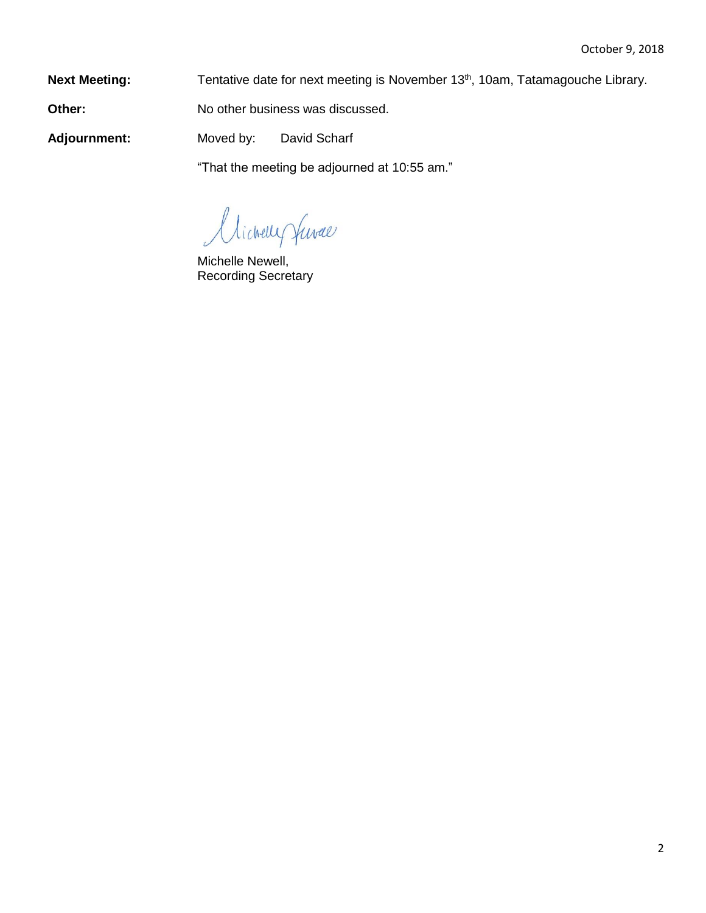October 9, 2018

**Next Meeting:** Tentative date for next meeting is November 13th, 10am, Tatamagouche Library.

**Other:** No other business was discussed.

**Adjournment:** Moved by: David Scharf

"That the meeting be adjourned at 10:55 am."

Michelle Newell,
Recording Secretary